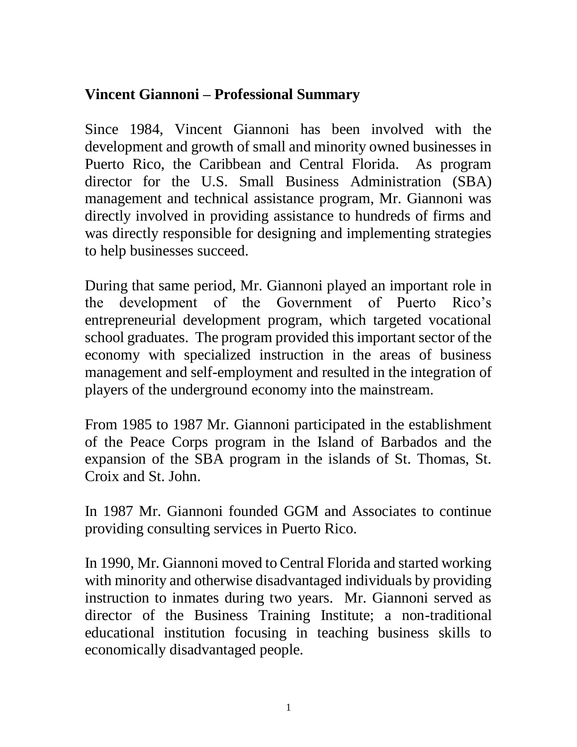# Vincent Giannoni – Professional Summary

Since 1984, Vincent Giannoni has been involved with the development and growth of small and minority owned businesses in Puerto Rico, the Caribbean and Central Florida. As program director for the U.S. Small Business Administration (SBA) management and technical assistance program, Mr. Giannoni was directly involved in providing assistance to hundreds of firms and was directly responsible for designing and implementing strategies to help businesses succeed.

During that same period, Mr. Giannoni played an important role in the development of the Government of Puerto Rico's entrepreneurial development program, which targeted vocational school graduates. The program provided this important sector of the economy with specialized instruction in the areas of business management and self-employment and resulted in the integration of players of the underground economy into the mainstream.

From 1985 to 1987 Mr. Giannoni participated in the establishment of the Peace Corps program in the Island of Barbados and the expansion of the SBA program in the islands of St. Thomas, St. Croix and St. John.

In 1987 Mr. Giannoni founded GGM and Associates to continue providing consulting services in Puerto Rico.

In 1990, Mr. Giannoni moved to Central Florida and started working with minority and otherwise disadvantaged individuals by providing instruction to inmates during two years. Mr. Giannoni served as director of the Business Training Institute; a non-traditional educational institution focusing in teaching business skills to economically disadvantaged people.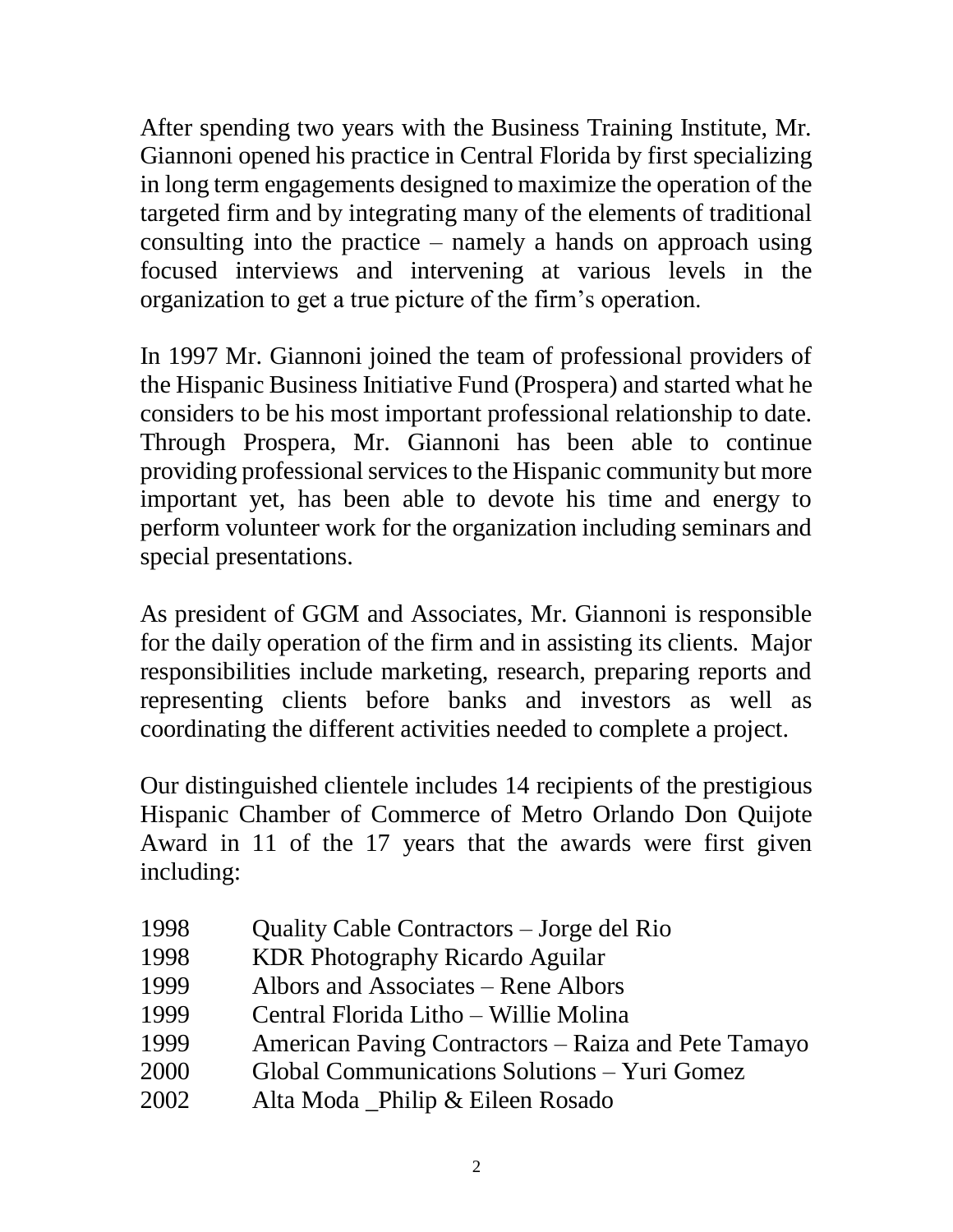After spending two years with the Business Training Institute, Mr. Giannoni opened his practice in Central Florida by first specializing in long term engagements designed to maximize the operation of the targeted firm and by integrating many of the elements of traditional consulting into the practice – namely a hands on approach using focused interviews and intervening at various levels in the organization to get a true picture of the firm's operation.

In 1997 Mr. Giannoni joined the team of professional providers of the Hispanic Business Initiative Fund (Prospera) and started what he considers to be his most important professional relationship to date. Through Prospera, Mr. Giannoni has been able to continue providing professional services to the Hispanic community but more important yet, has been able to devote his time and energy to perform volunteer work for the organization including seminars and special presentations.

As president of GGM and Associates, Mr. Giannoni is responsible for the daily operation of the firm and in assisting its clients. Major responsibilities include marketing, research, preparing reports and representing clients before banks and investors as well as coordinating the different activities needed to complete a project.

Our distinguished clientele includes 14 recipients of the prestigious Hispanic Chamber of Commerce of Metro Orlando Don Quijote Award in 11 of the 17 years that the awards were first given including:

| | |
|---|---|
| 1998 | Quality Cable Contractors – Jorge del Rio |
| 1998 | KDR Photography Ricardo Aguilar |
| 1999 | Albors and Associates – Rene Albors |
| 1999 | Central Florida Litho – Willie Molina |
| 1999 | American Paving Contractors – Raiza and Pete Tamayo |
| 2000 | Global Communications Solutions – Yuri Gomez |
| 2002 | Alta Moda _Philip & Eileen Rosado |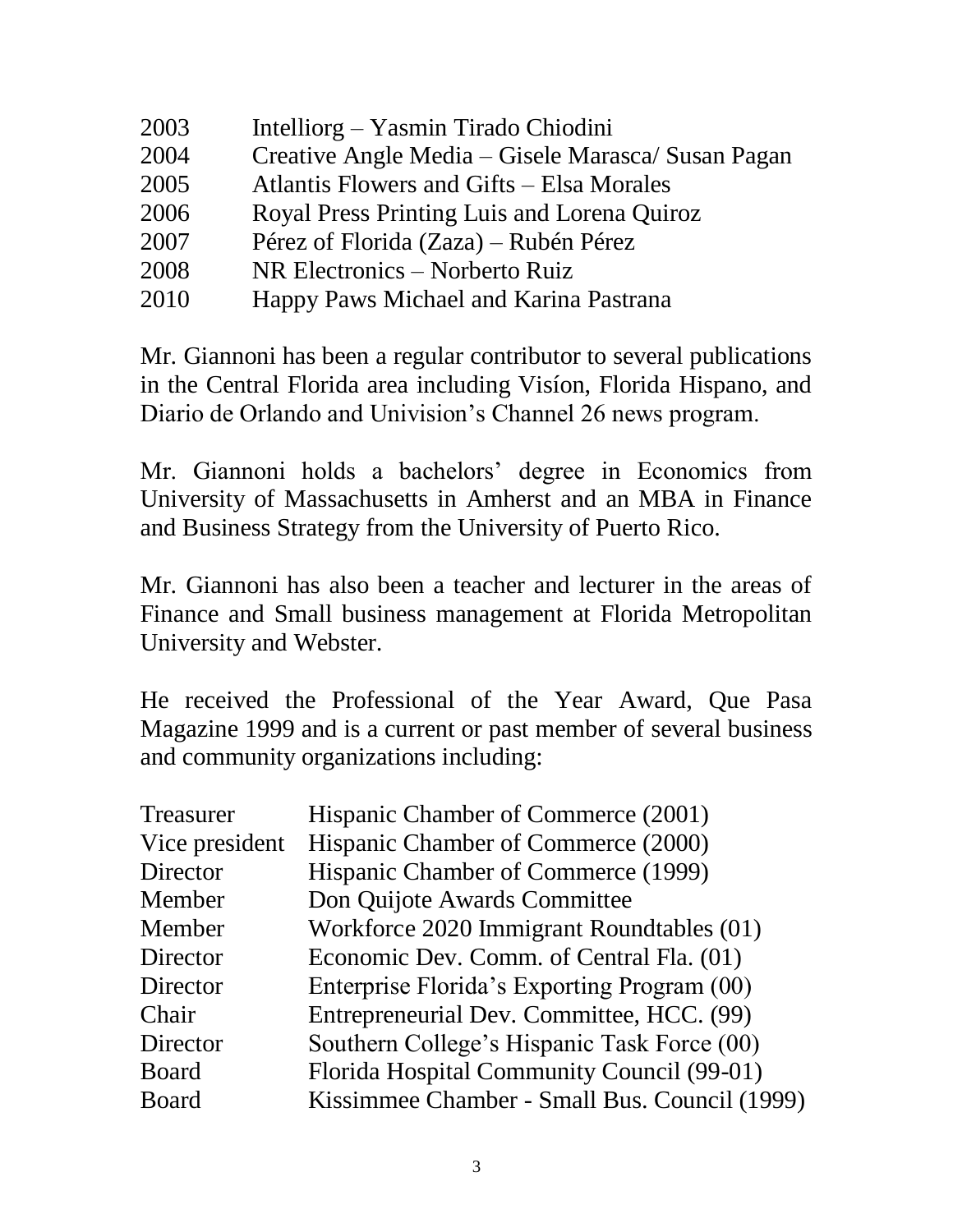| | |
|---|---|
| 2003 | Intelliorg – Yasmin Tirado Chiodini |
| 2004 | Creative Angle Media – Gisele Marasca/ Susan Pagan |
| 2005 | Atlantis Flowers and Gifts – Elsa Morales |
| 2006 | Royal Press Printing Luis and Lorena Quiroz |
| 2007 | Pérez of Florida (Zaza) – Rubén Pérez |
| 2008 | NR Electronics – Norberto Ruiz |
| 2010 | Happy Paws Michael and Karina Pastrana |

Mr. Giannoni has been a regular contributor to several publications in the Central Florida area including Visíon, Florida Hispano, and Diario de Orlando and Univision's Channel 26 news program.

Mr. Giannoni holds a bachelors' degree in Economics from University of Massachusetts in Amherst and an MBA in Finance and Business Strategy from the University of Puerto Rico.

Mr. Giannoni has also been a teacher and lecturer in the areas of Finance and Small business management at Florida Metropolitan University and Webster.

He received the Professional of the Year Award, Que Pasa Magazine 1999 and is a current or past member of several business and community organizations including:

| | |
|---|---|
| Treasurer | Hispanic Chamber of Commerce (2001) |
| Vice president | Hispanic Chamber of Commerce (2000) |
| Director | Hispanic Chamber of Commerce (1999) |
| Member | Don Quijote Awards Committee |
| Member | Workforce 2020 Immigrant Roundtables (01) |
| Director | Economic Dev. Comm. of Central Fla. (01) |
| Director | Enterprise Florida's Exporting Program (00) |
| Chair | Entrepreneurial Dev. Committee, HCC. (99) |
| Director | Southern College's Hispanic Task Force (00) |
| Board | Florida Hospital Community Council (99-01) |
| Board | Kissimmee Chamber - Small Bus. Council (1999) |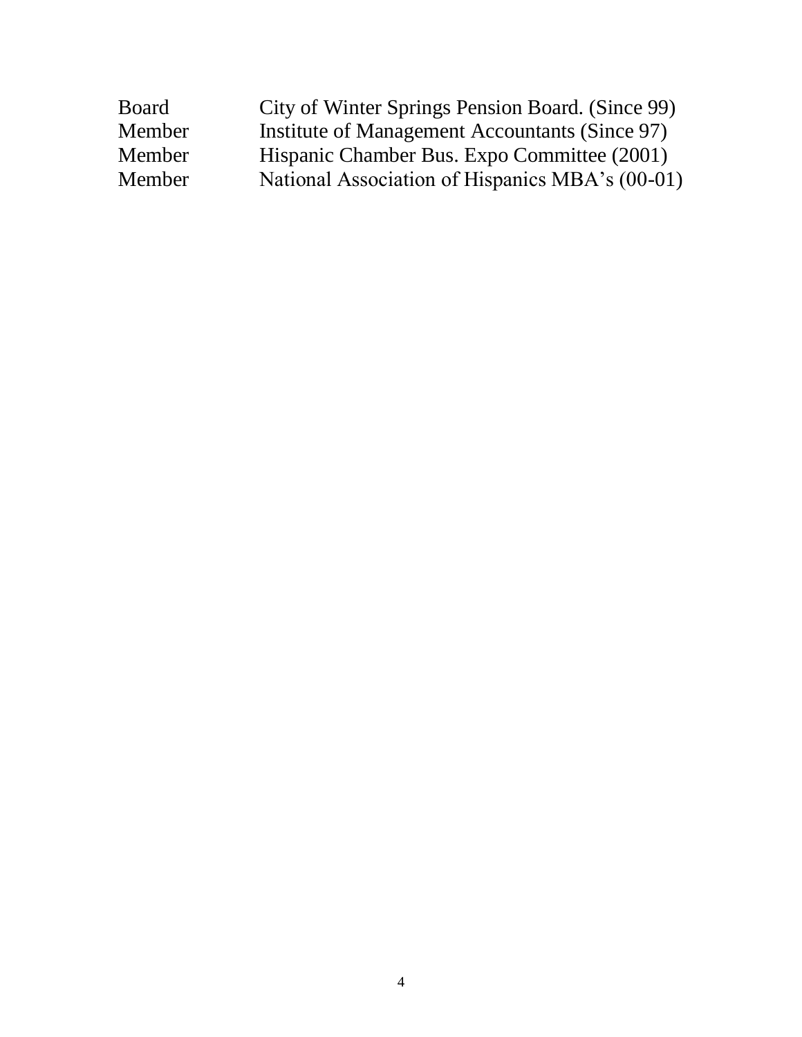| | |
|---|---|
| Board | City of Winter Springs Pension Board. (Since 99) |
| Member | Institute of Management Accountants (Since 97) |
| Member | Hispanic Chamber Bus. Expo Committee (2001) |
| Member | National Association of Hispanics MBA's (00-01) |